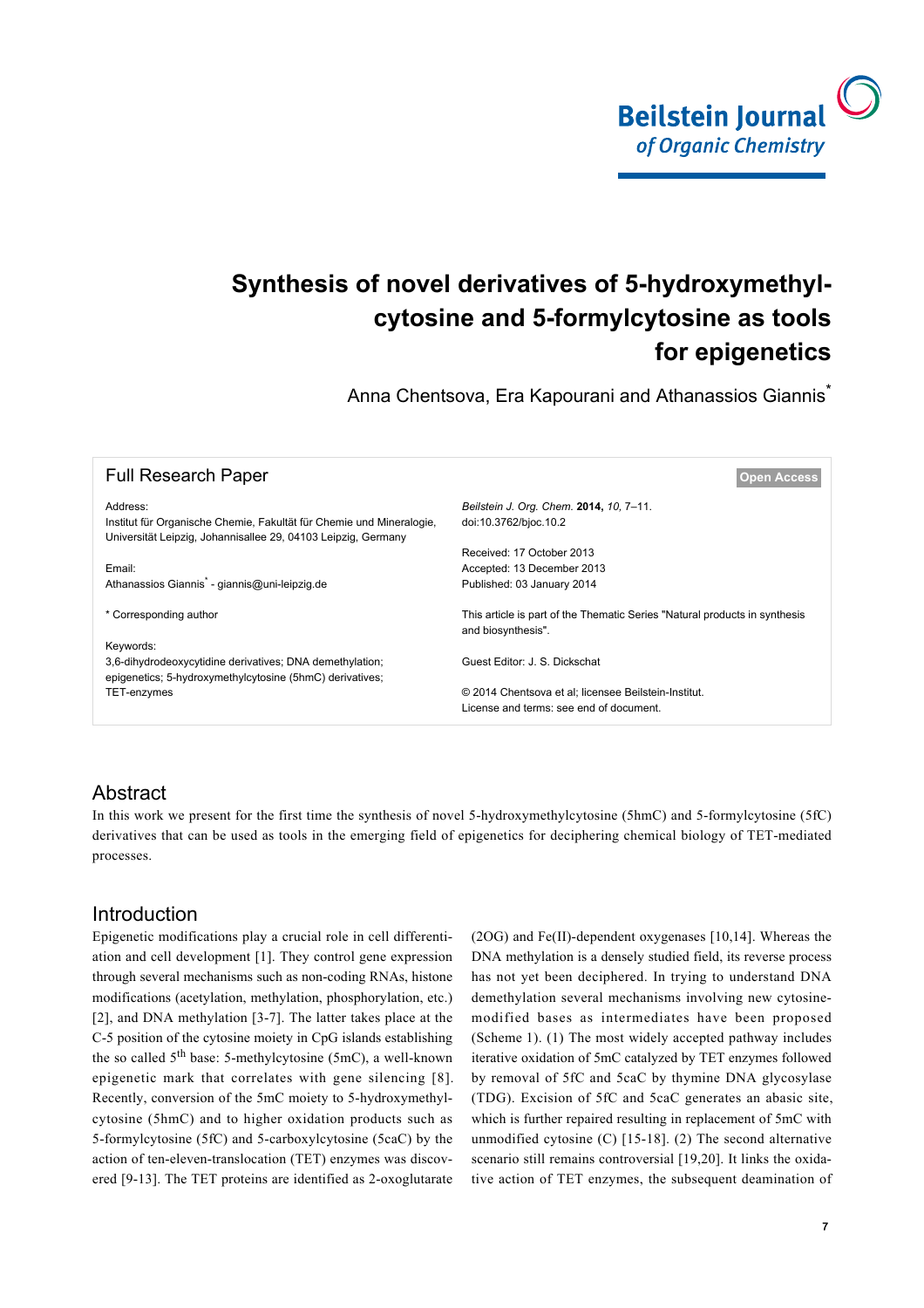# Synthesis of novel derivatives of 5-hydroxymethylcytosine and 5-formylcytosine as tools for epigenetics

Anna Chentsova, Era Kapourani and Athanassios Giannis*

## Full Research Paper

Address:
Institut für Organische Chemie, Fakultät für Chemie und Mineralogie, Universität Leipzig, Johannisallee 29, 04103 Leipzig, Germany

Email:
Athanassios Giannis* - giannis@uni-leipzig.de

* Corresponding author

Keywords:
3,6-dihydrodeoxycytidine derivatives; DNA demethylation; epigenetics; 5-hydroxymethylcytosine (5hmC) derivatives; TET-enzymes

*Beilstein J. Org. Chem.* **2014,** *10,* 7–11.
doi:10.3762/bjoc.10.2

Received: 17 October 2013
Accepted: 13 December 2013
Published: 03 January 2014

This article is part of the Thematic Series "Natural products in synthesis and biosynthesis".

Guest Editor: J. S. Dickschat

© 2014 Chentsova et al; licensee Beilstein-Institut.
License and terms: see end of document.

Open Access

## Abstract

In this work we present for the first time the synthesis of novel 5-hydroxymethylcytosine (5hmC) and 5-formylcytosine (5fC) derivatives that can be used as tools in the emerging field of epigenetics for deciphering chemical biology of TET-mediated processes.

## Introduction

Epigenetic modifications play a crucial role in cell differentiation and cell development [1]. They control gene expression through several mechanisms such as non-coding RNAs, histone modifications (acetylation, methylation, phosphorylation, etc.) [2], and DNA methylation [3-7]. The latter takes place at the C-5 position of the cytosine moiety in CpG islands establishing the so called 5th base: 5-methylcytosine (5mC), a well-known epigenetic mark that correlates with gene silencing [8]. Recently, conversion of the 5mC moiety to 5-hydroxymethylcytosine (5hmC) and to higher oxidation products such as 5-formylcytosine (5fC) and 5-carboxylcytosine (5caC) by the action of ten-eleven-translocation (TET) enzymes was discovered [9-13]. The TET proteins are identified as 2-oxoglutarate (2OG) and Fe(II)-dependent oxygenases [10,14]. Whereas the DNA methylation is a densely studied field, its reverse process has not yet been deciphered. In trying to understand DNA demethylation several mechanisms involving new cytosine-modified bases as intermediates have been proposed (Scheme 1). (1) The most widely accepted pathway includes iterative oxidation of 5mC catalyzed by TET enzymes followed by removal of 5fC and 5caC by thymine DNA glycosylase (TDG). Excision of 5fC and 5caC generates an abasic site, which is further repaired resulting in replacement of 5mC with unmodified cytosine (C) [15-18]. (2) The second alternative scenario still remains controversial [19,20]. It links the oxidative action of TET enzymes, the subsequent deamination of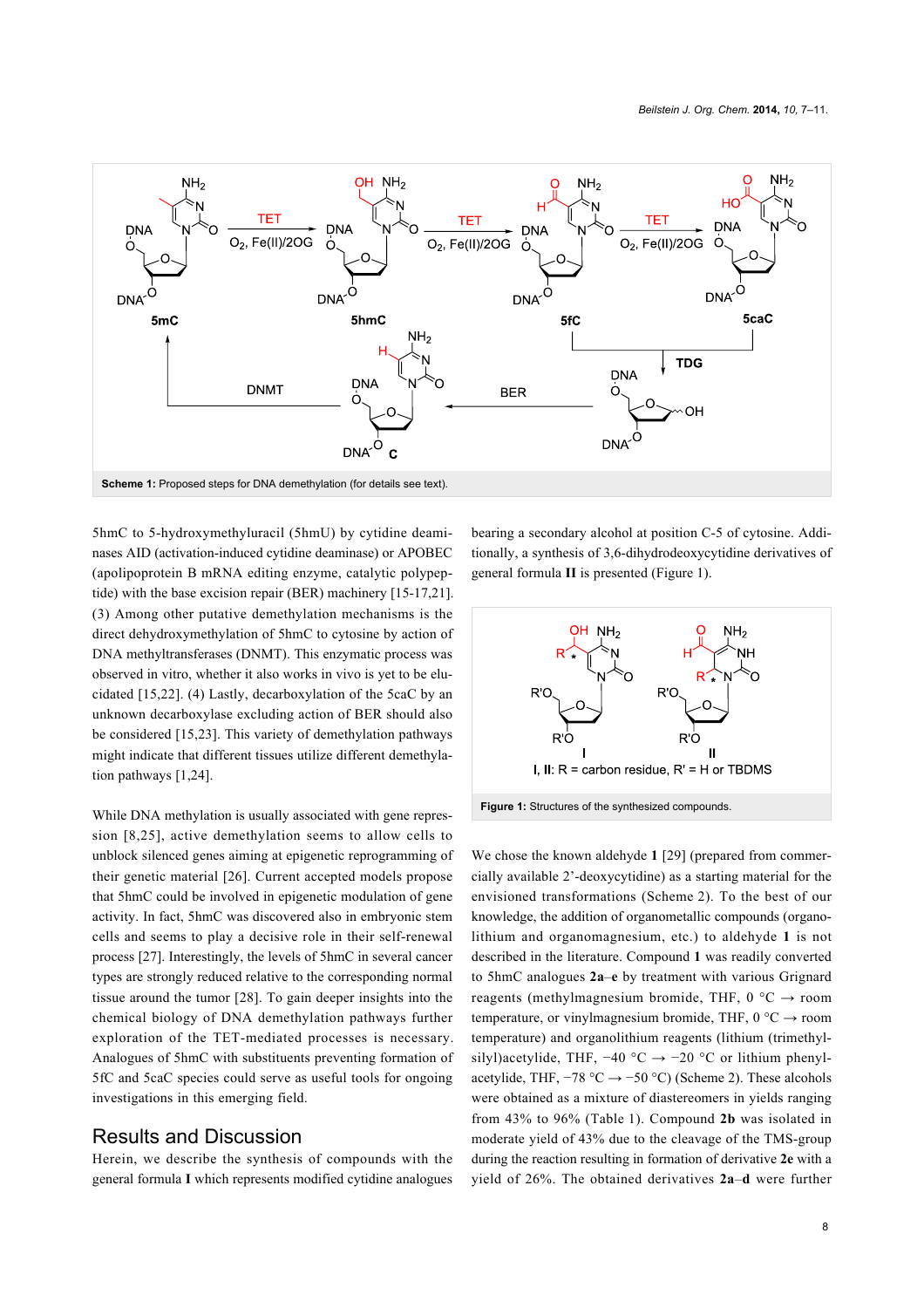Scheme 1: Proposed steps for DNA demethylation (for details see text).

5hmC to 5-hydroxymethyluracil (5hmU) by cytidine deaminases AID (activation-induced cytidine deaminase) or APOBEC (apolipoprotein B mRNA editing enzyme, catalytic polypeptide) with the base excision repair (BER) machinery [15-17,21]. (3) Among other putative demethylation mechanisms is the direct dehydroxymethylation of 5hmC to cytosine by action of DNA methyltransferases (DNMT). This enzymatic process was observed in vitro, whether it also works in vivo is yet to be elucidated [15,22]. (4) Lastly, decarboxylation of the 5caC by an unknown decarboxylase excluding action of BER should also be considered [15,23]. This variety of demethylation pathways might indicate that different tissues utilize different demethylation pathways [1,24].

While DNA methylation is usually associated with gene repression [8,25], active demethylation seems to allow cells to unblock silenced genes aiming at epigenetic reprogramming of their genetic material [26]. Current accepted models propose that 5hmC could be involved in epigenetic modulation of gene activity. In fact, 5hmC was discovered also in embryonic stem cells and seems to play a decisive role in their self-renewal process [27]. Interestingly, the levels of 5hmC in several cancer types are strongly reduced relative to the corresponding normal tissue around the tumor [28]. To gain deeper insights into the chemical biology of DNA demethylation pathways further exploration of the TET-mediated processes is necessary. Analogues of 5hmC with substituents preventing formation of 5fC and 5caC species could serve as useful tools for ongoing investigations in this emerging field.

## Results and Discussion

Herein, we describe the synthesis of compounds with the general formula **I** which represents modified cytidine analogues bearing a secondary alcohol at position C-5 of cytosine. Additionally, a synthesis of 3,6-dihydrodeoxycytidine derivatives of general formula **II** is presented (Figure 1).

**Figure 1:** Structures of the synthesized compounds.

We chose the known aldehyde **1** [29] (prepared from commercially available 2'-deoxycytidine) as a starting material for the envisioned transformations (Scheme 2). To the best of our knowledge, the addition of organometallic compounds (organolithium and organomagnesium, etc.) to aldehyde **1** is not described in the literature. Compound **1** was readily converted to 5hmC analogues **2a–e** by treatment with various Grignard reagents (methylmagnesium bromide, THF, 0 °C → room temperature, or vinylmagnesium bromide, THF, 0 °C → room temperature) and organolithium reagents (lithium (trimethylsilyl)acetylide, THF, −40 °C → −20 °C or lithium phenylacetylide, THF, −78 °C → −50 °C) (Scheme 2). These alcohols were obtained as a mixture of diastereomers in yields ranging from 43% to 96% (Table 1). Compound **2b** was isolated in moderate yield of 43% due to the cleavage of the TMS-group during the reaction resulting in formation of derivative **2e** with a yield of 26%. The obtained derivatives **2a–d** were further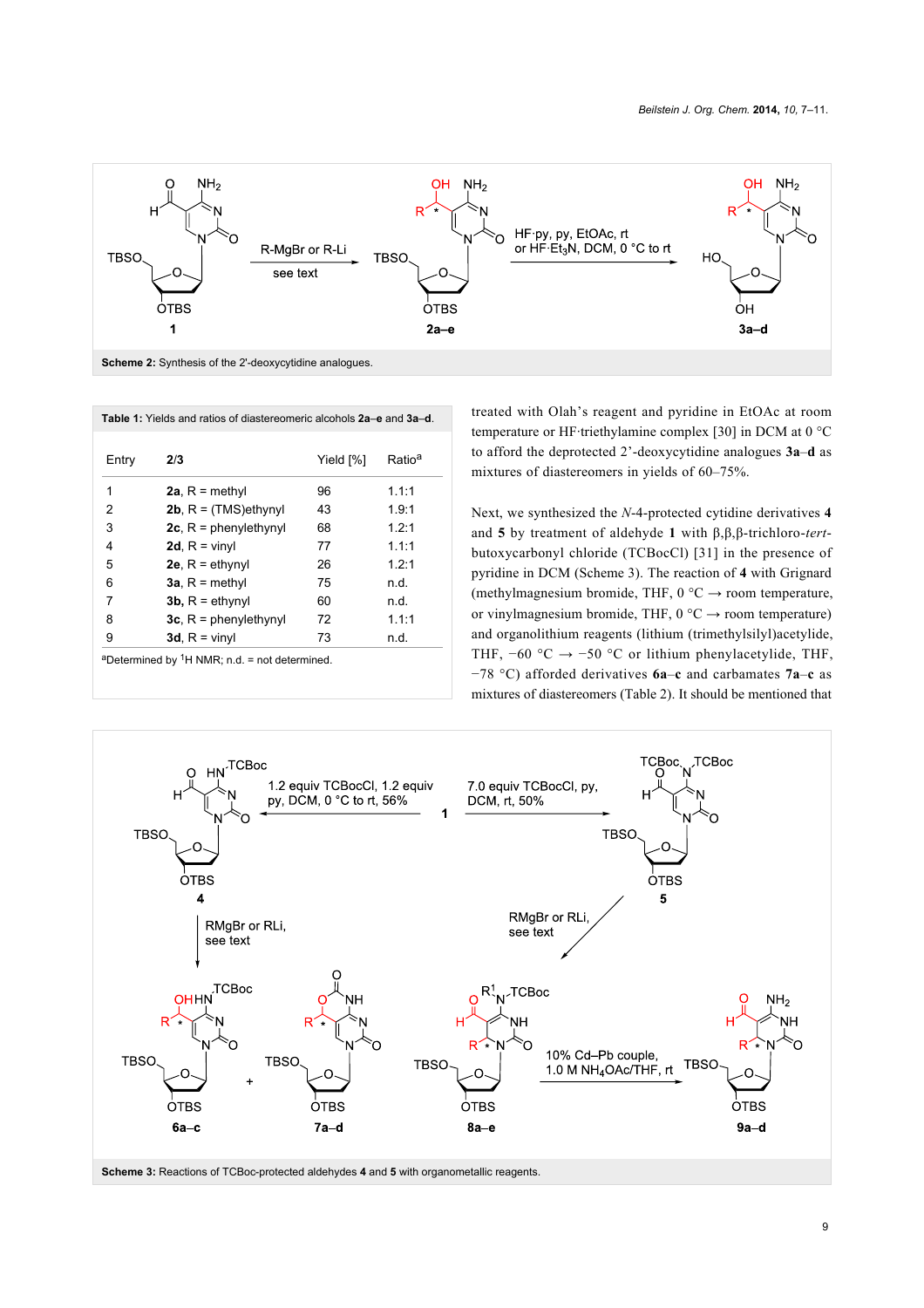Scheme 2: Synthesis of the 2'-deoxycytidine analogues.

**Table 1:** Yields and ratios of diastereomeric alcohols **2a**–**e** and **3a**–**d**.

| Entry | 2/3 | Yield [%] | Ratio[a] |
|---|---|---|---|
| 1 | **2a**, R = methyl | 96 | 1.1:1 |
| 2 | **2b**, R = (TMS)ethynyl | 43 | 1.9:1 |
| 3 | **2c**, R = phenylethynyl | 68 | 1.2:1 |
| 4 | **2d**, R = vinyl | 77 | 1.1:1 |
| 5 | **2e**, R = ethynyl | 26 | 1.2:1 |
| 6 | **3a**, R = methyl | 75 | n.d. |
| 7 | **3b**, R = ethynyl | 60 | n.d. |
| 8 | **3c**, R = phenylethynyl | 72 | 1.1:1 |
| 9 | **3d**, R = vinyl | 73 | n.d. |

[a]Determined by $^1$H NMR; n.d. = not determined.

treated with Olah's reagent and pyridine in EtOAc at room temperature or HF·triethylamine complex [30] in DCM at 0 °C to afford the deprotected 2'-deoxycytidine analogues **3a**–**d** as mixtures of diastereomers in yields of 60–75%.

Next, we synthesized the *N*-4-protected cytidine derivatives **4** and **5** by treatment of aldehyde **1** with β,β,β-trichloro-*tert*-butoxycarbonyl chloride (TCBocCl) [31] in the presence of pyridine in DCM (Scheme 3). The reaction of **4** with Grignard (methylmagnesium bromide, THF, 0 °C → room temperature, or vinylmagnesium bromide, THF, 0 °C → room temperature) and organolithium reagents (lithium (trimethylsilyl)acetylide, THF, −60 °C → −50 °C or lithium phenylacetylide, THF, −78 °C) afforded derivatives **6a**–**c** and carbamates **7a**–**c** as mixtures of diastereomers (Table 2). It should be mentioned that

**Scheme 3:** Reactions of TCBoc-protected aldehydes **4** and **5** with organometallic reagents.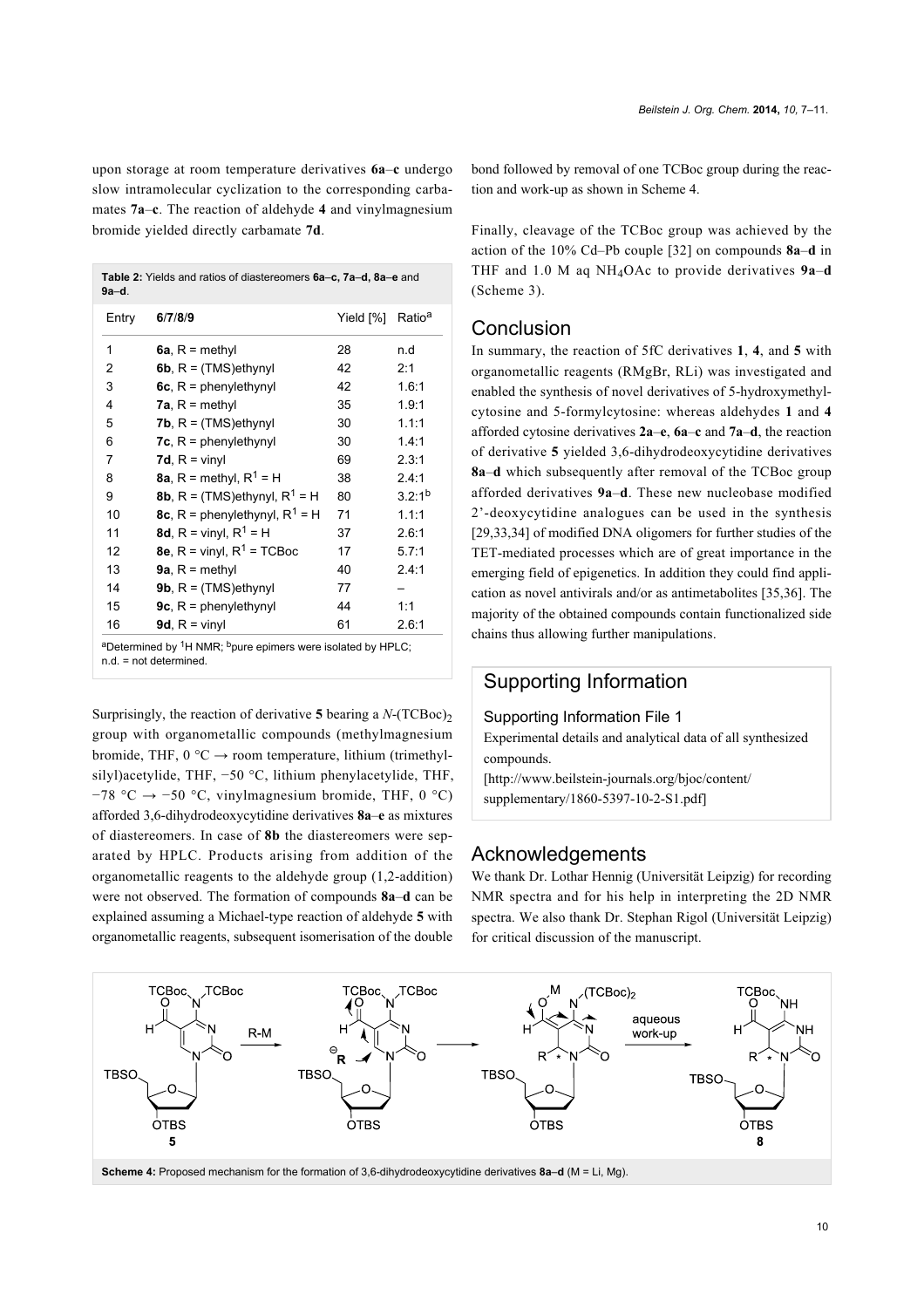upon storage at room temperature derivatives **6a**–**c** undergo slow intramolecular cyclization to the corresponding carbamates **7a**–**c**. The reaction of aldehyde **4** and vinylmagnesium bromide yielded directly carbamate **7d**.

**Table 2:** Yields and ratios of diastereomers **6a**–**c, 7a**–**d, 8a**–**e** and **9a**–**d**.

| Entry | 6/7/8/9 | Yield [%] | Ratio[a] |
|---|---|---|---|
| 1 | **6a**, R = methyl | 28 | n.d |
| 2 | **6b**, R = (TMS)ethynyl | 42 | 2:1 |
| 3 | **6c**, R = phenylethynyl | 42 | 1.6:1 |
| 4 | **7a**, R = methyl | 35 | 1.9:1 |
| 5 | **7b**, R = (TMS)ethynyl | 30 | 1.1:1 |
| 6 | **7c**, R = phenylethynyl | 30 | 1.4:1 |
| 7 | **7d**, R = vinyl | 69 | 2.3:1 |
| 8 | **8a**, R = methyl, $R^1$ = H | 38 | 2.4:1 |
| 9 | **8b**, R = (TMS)ethynyl, $R^1$ = H | 80 | 3.2:1[b] |
| 10 | **8c**, R = phenylethynyl, $R^1$ = H | 71 | 1.1:1 |
| 11 | **8d**, R = vinyl, $R^1$ = H | 37 | 2.6:1 |
| 12 | **8e**, R = vinyl, $R^1$ = TCBoc | 17 | 5.7:1 |
| 13 | **9a**, R = methyl | 40 | 2.4:1 |
| 14 | **9b**, R = (TMS)ethynyl | 77 | – |
| 15 | **9c**, R = phenylethynyl | 44 | 1:1 |
| 16 | **9d**, R = vinyl | 61 | 2.6:1 |

[a]Determined by $^1$H NMR; [b]pure epimers were isolated by HPLC; n.d. = not determined.

Surprisingly, the reaction of derivative **5** bearing a *N*-$(TCBoc)_2$ group with organometallic compounds (methylmagnesium bromide, THF, 0 °C → room temperature, lithium (trimethylsilyl)acetylide, THF, −50 °C, lithium phenylacetylide, THF, −78 °C → −50 °C, vinylmagnesium bromide, THF, 0 °C) afforded 3,6-dihydrodeoxycytidine derivatives **8a**–**e** as mixtures of diastereomers. In case of **8b** the diastereomers were separated by HPLC. Products arising from addition of the organometallic reagents to the aldehyde group (1,2-addition) were not observed. The formation of compounds **8a**–**d** can be explained assuming a Michael-type reaction of aldehyde **5** with organometallic reagents, subsequent isomerisation of the double bond followed by removal of one TCBoc group during the reaction and work-up as shown in Scheme 4.

Finally, cleavage of the TCBoc group was achieved by the action of the 10% Cd–Pb couple [32] on compounds **8a**–**d** in THF and 1.0 M aq $NH_4OAc$ to provide derivatives **9a**–**d** (Scheme 3).

## Conclusion

In summary, the reaction of 5fC derivatives **1**, **4**, and **5** with organometallic reagents (RMgBr, RLi) was investigated and enabled the synthesis of novel derivatives of 5-hydroxymethylcytosine and 5-formylcytosine: whereas aldehydes **1** and **4** afforded cytosine derivatives **2a**–**e**, **6a**–**c** and **7a**–**d**, the reaction of derivative **5** yielded 3,6-dihydrodeoxycytidine derivatives **8a**–**d** which subsequently after removal of the TCBoc group afforded derivatives **9a**–**d**. These new nucleobase modified 2'-deoxycytidine analogues can be used in the synthesis [29,33,34] of modified DNA oligomers for further studies of the TET-mediated processes which are of great importance in the emerging field of epigenetics. In addition they could find application as novel antivirals and/or as antimetabolites [35,36]. The majority of the obtained compounds contain functionalized side chains thus allowing further manipulations.

## Supporting Information

### Supporting Information File 1

Experimental details and analytical data of all synthesized compounds.
[http://www.beilstein-journals.org/bjoc/content/supplementary/1860-5397-10-2-S1.pdf]

## Acknowledgements

We thank Dr. Lothar Hennig (Universität Leipzig) for recording NMR spectra and for his help in interpreting the 2D NMR spectra. We also thank Dr. Stephan Rigol (Universität Leipzig) for critical discussion of the manuscript.

**Scheme 4:** Proposed mechanism for the formation of 3,6-dihydrodeoxycytidine derivatives **8a–d** (M = Li, Mg).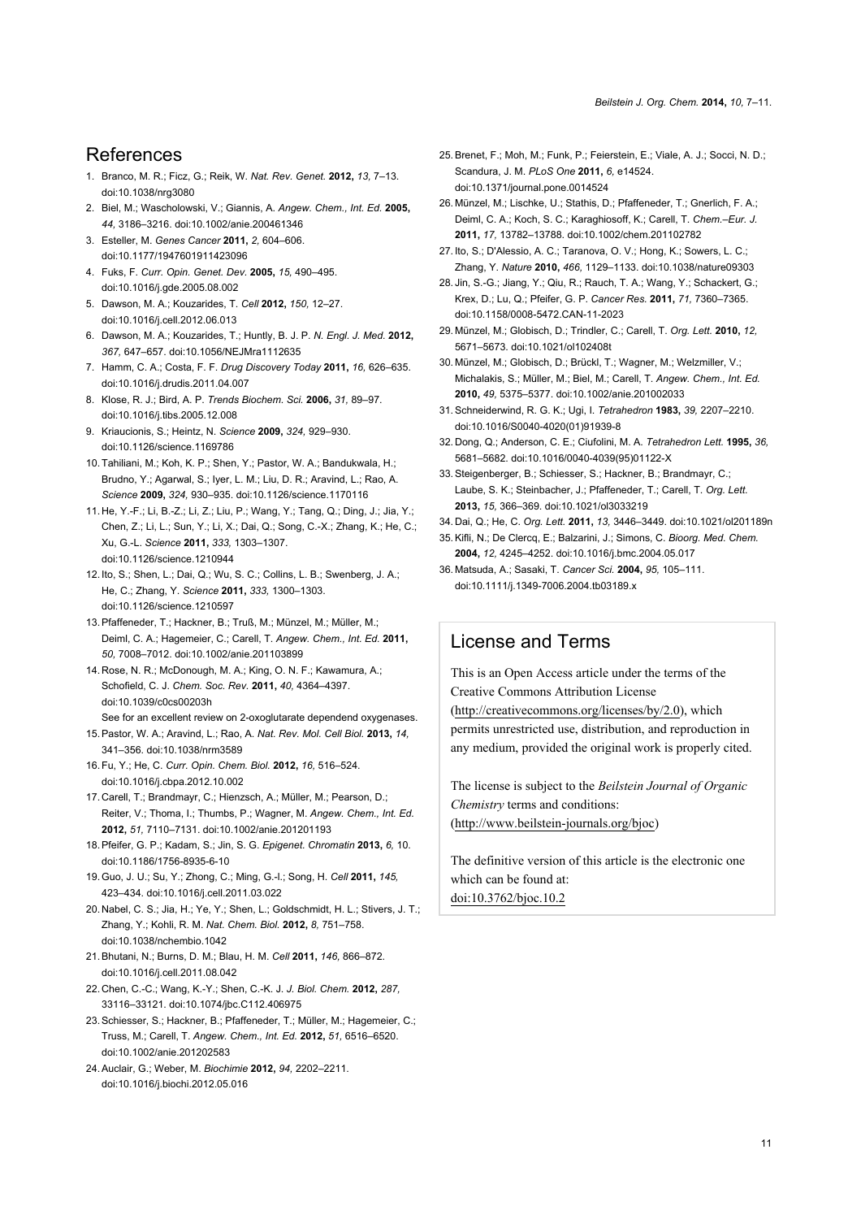## References

1. Branco, M. R.; Ficz, G.; Reik, W. *Nat. Rev. Genet.* **2012,** *13,* 7–13. doi:10.1038/nrg3080
2. Biel, M.; Wascholowski, V.; Giannis, A. *Angew. Chem., Int. Ed.* **2005,** *44,* 3186–3216. doi:10.1002/anie.200461346
3. Esteller, M. *Genes Cancer* **2011,** *2,* 604–606. doi:10.1177/1947601911423096
4. Fuks, F. *Curr. Opin. Genet. Dev.* **2005,** *15,* 490–495. doi:10.1016/j.gde.2005.08.002
5. Dawson, M. A.; Kouzarides, T. *Cell* **2012,** *150,* 12–27. doi:10.1016/j.cell.2012.06.013
6. Dawson, M. A.; Kouzarides, T.; Huntly, B. J. P. *N. Engl. J. Med.* **2012,** *367,* 647–657. doi:10.1056/NEJMra1112635
7. Hamm, C. A.; Costa, F. F. *Drug Discovery Today* **2011,** *16,* 626–635. doi:10.1016/j.drudis.2011.04.007
8. Klose, R. J.; Bird, A. P. *Trends Biochem. Sci.* **2006,** *31,* 89–97. doi:10.1016/j.tibs.2005.12.008
9. Kriaucionis, S.; Heintz, N. *Science* **2009,** *324,* 929–930. doi:10.1126/science.1169786
10. Tahiliani, M.; Koh, K. P.; Shen, Y.; Pastor, W. A.; Bandukwala, H.; Brudno, Y.; Agarwal, S.; Iyer, L. M.; Liu, D. R.; Aravind, L.; Rao, A. *Science* **2009,** *324,* 930–935. doi:10.1126/science.1170116
11. He, Y.-F.; Li, B.-Z.; Li, Z.; Liu, P.; Wang, Y.; Tang, Q.; Ding, J.; Jia, Y.; Chen, Z.; Li, L.; Sun, Y.; Li, X.; Dai, Q.; Song, C.-X.; Zhang, K.; He, C.; Xu, G.-L. *Science* **2011,** *333,* 1303–1307. doi:10.1126/science.1210944
12. Ito, S.; Shen, L.; Dai, Q.; Wu, S. C.; Collins, L. B.; Swenberg, J. A.; He, C.; Zhang, Y. *Science* **2011,** *333,* 1300–1303. doi:10.1126/science.1210597
13. Pfaffeneder, T.; Hackner, B.; Truß, M.; Münzel, M.; Müller, M.; Deiml, C. A.; Hagemeier, C.; Carell, T. *Angew. Chem., Int. Ed.* **2011,** *50,* 7008–7012. doi:10.1002/anie.201103899
14. Rose, N. R.; McDonough, M. A.; King, O. N. F.; Kawamura, A.; Schofield, C. J. *Chem. Soc. Rev.* **2011,** *40,* 4364–4397. doi:10.1039/c0cs00203h
    See for an excellent review on 2-oxoglutarate dependend oxygenases.
15. Pastor, W. A.; Aravind, L.; Rao, A. *Nat. Rev. Mol. Cell Biol.* **2013,** *14,* 341–356. doi:10.1038/nrm3589
16. Fu, Y.; He, C. *Curr. Opin. Chem. Biol.* **2012,** *16,* 516–524. doi:10.1016/j.cbpa.2012.10.002
17. Carell, T.; Brandmayr, C.; Hienzsch, A.; Müller, M.; Pearson, D.; Reiter, V.; Thoma, I.; Thumbs, P.; Wagner, M. *Angew. Chem., Int. Ed.* **2012,** *51,* 7110–7131. doi:10.1002/anie.201201193
18. Pfeifer, G. P.; Kadam, S.; Jin, S. G. *Epigenet. Chromatin* **2013,** *6,* 10. doi:10.1186/1756-8935-6-10
19. Guo, J. U.; Su, Y.; Zhong, C.; Ming, G.-l.; Song, H. *Cell* **2011,** *145,* 423–434. doi:10.1016/j.cell.2011.03.022
20. Nabel, C. S.; Jia, H.; Ye, Y.; Shen, L.; Goldschmidt, H. L.; Stivers, J. T.; Zhang, Y.; Kohli, R. M. *Nat. Chem. Biol.* **2012,** *8,* 751–758. doi:10.1038/nchembio.1042
21. Bhutani, N.; Burns, D. M.; Blau, H. M. *Cell* **2011,** *146,* 866–872. doi:10.1016/j.cell.2011.08.042
22. Chen, C.-C.; Wang, K.-Y.; Shen, C.-K. J. *J. Biol. Chem.* **2012,** *287,* 33116–33121. doi:10.1074/jbc.C112.406975
23. Schiesser, S.; Hackner, B.; Pfaffeneder, T.; Müller, M.; Hagemeier, C.; Truss, M.; Carell, T. *Angew. Chem., Int. Ed.* **2012,** *51,* 6516–6520. doi:10.1002/anie.201202583
24. Auclair, G.; Weber, M. *Biochimie* **2012,** *94,* 2202–2211. doi:10.1016/j.biochi.2012.05.016
25. Brenet, F.; Moh, M.; Funk, P.; Feierstein, E.; Viale, A. J.; Socci, N. D.; Scandura, J. M. *PLoS One* **2011,** *6,* e14524. doi:10.1371/journal.pone.0014524
26. Münzel, M.; Lischke, U.; Stathis, D.; Pfaffeneder, T.; Gnerlich, F. A.; Deiml, C. A.; Koch, S. C.; Karaghiosoff, K.; Carell, T. *Chem.–Eur. J.* **2011,** *17,* 13782–13788. doi:10.1002/chem.201102782
27. Ito, S.; D'Alessio, A. C.; Taranova, O. V.; Hong, K.; Sowers, L. C.; Zhang, Y. *Nature* **2010,** *466,* 1129–1133. doi:10.1038/nature09303
28. Jin, S.-G.; Jiang, Y.; Qiu, R.; Rauch, T. A.; Wang, Y.; Schackert, G.; Krex, D.; Lu, Q.; Pfeifer, G. P. *Cancer Res.* **2011,** *71,* 7360–7365. doi:10.1158/0008-5472.CAN-11-2023
29. Münzel, M.; Globisch, D.; Trindler, C.; Carell, T. *Org. Lett.* **2010,** *12,* 5671–5673. doi:10.1021/ol102408t
30. Münzel, M.; Globisch, D.; Brückl, T.; Wagner, M.; Welzmiller, V.; Michalakis, S.; Müller, M.; Biel, M.; Carell, T. *Angew. Chem., Int. Ed.* **2010,** *49,* 5375–5377. doi:10.1002/anie.201002033
31. Schneiderwind, R. G. K.; Ugi, I. *Tetrahedron* **1983,** *39,* 2207–2210. doi:10.1016/S0040-4020(01)91939-8
32. Dong, Q.; Anderson, C. E.; Ciufolini, M. A. *Tetrahedron Lett.* **1995,** *36,* 5681–5682. doi:10.1016/0040-4039(95)01122-X
33. Steigenberger, B.; Schiesser, S.; Hackner, B.; Brandmayr, C.; Laube, S. K.; Steinbacher, J.; Pfaffeneder, T.; Carell, T. *Org. Lett.* **2013,** *15,* 366–369. doi:10.1021/ol3033219
34. Dai, Q.; He, C. *Org. Lett.* **2011,** *13,* 3446–3449. doi:10.1021/ol201189n
35. Kifli, N.; De Clercq, E.; Balzarini, J.; Simons, C. *Bioorg. Med. Chem.* **2004,** *12,* 4245–4252. doi:10.1016/j.bmc.2004.05.017
36. Matsuda, A.; Sasaki, T. *Cancer Sci.* **2004,** *95,* 105–111. doi:10.1111/j.1349-7006.2004.tb03189.x

## License and Terms

This is an Open Access article under the terms of the Creative Commons Attribution License (http://creativecommons.org/licenses/by/2.0), which permits unrestricted use, distribution, and reproduction in any medium, provided the original work is properly cited.

The license is subject to the *Beilstein Journal of Organic Chemistry* terms and conditions: (http://www.beilstein-journals.org/bjoc)

The definitive version of this article is the electronic one which can be found at:
doi:10.3762/bjoc.10.2